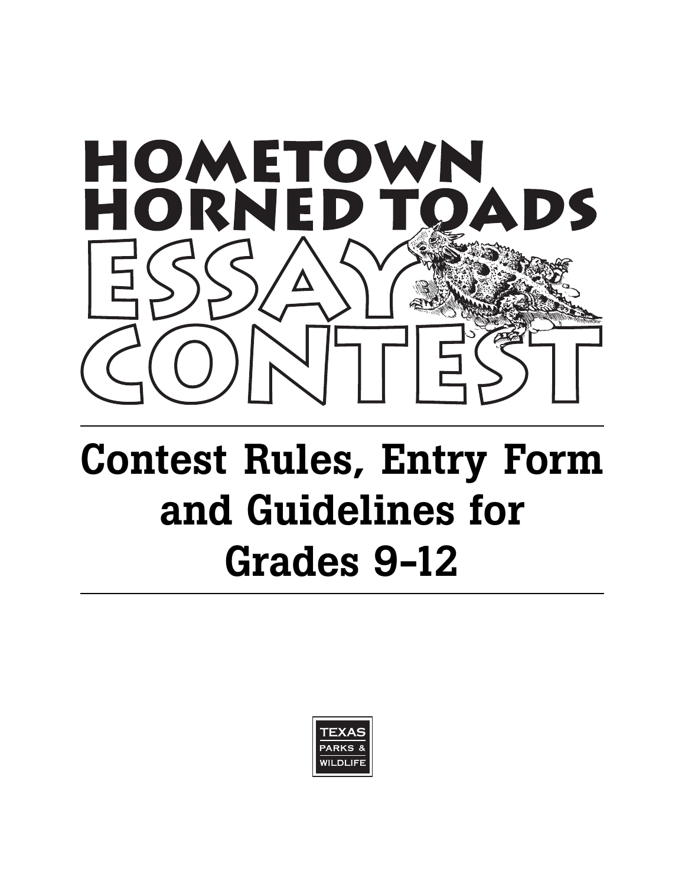# HOMETOWN HORNED TOADS ESSAY CONTEST

## Contest Rules, Entry Form and Guidelines for Grades 9–12

TEXAS PARKS & WILDLIFE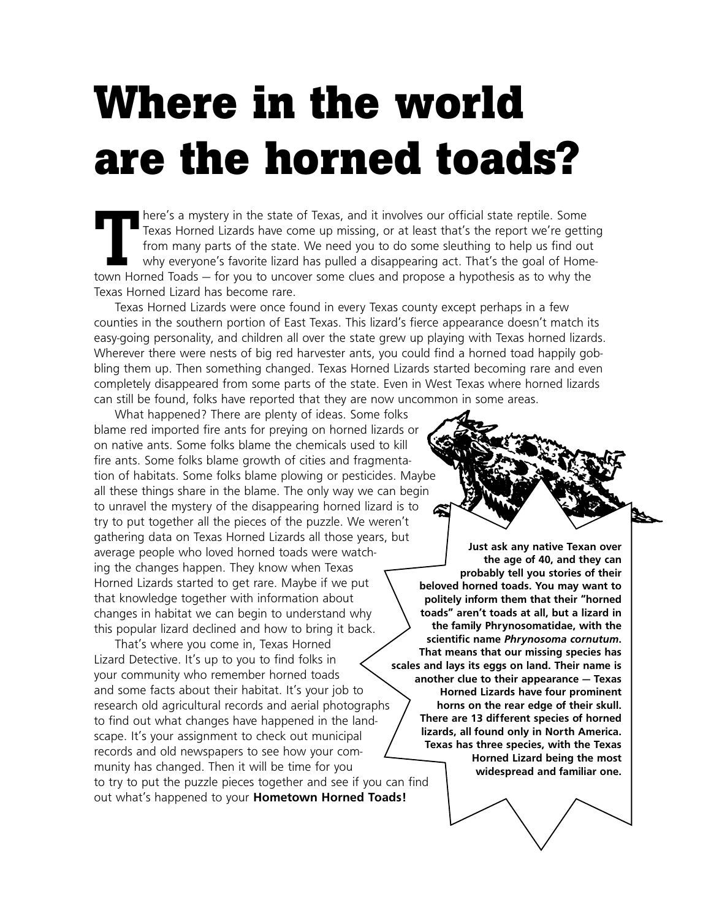# Where in the world are the horned toads?

There's a mystery in the state of Texas, and it involves our official state reptile. Some Texas Horned Lizards have come up missing, or at least that's the report we're getting from many parts of the state. We need you to do some sleuthing to help us find out why everyone's favorite lizard has pulled a disappearing act. That's the goal of Hometown Horned Toads — for you to uncover some clues and propose a hypothesis as to why the Texas Horned Lizard has become rare.

Texas Horned Lizards were once found in every Texas county except perhaps in a few counties in the southern portion of East Texas. This lizard's fierce appearance doesn't match its easy-going personality, and children all over the state grew up playing with Texas horned lizards. Wherever there were nests of big red harvester ants, you could find a horned toad happily gobbling them up. Then something changed. Texas Horned Lizards started becoming rare and even completely disappeared from some parts of the state. Even in West Texas where horned lizards can still be found, folks have reported that they are now uncommon in some areas.

What happened? There are plenty of ideas. Some folks blame red imported fire ants for preying on horned lizards or on native ants. Some folks blame the chemicals used to kill fire ants. Some folks blame growth of cities and fragmentation of habitats. Some folks blame plowing or pesticides. Maybe all these things share in the blame. The only way we can begin to unravel the mystery of the disappearing horned lizard is to try to put together all the pieces of the puzzle. We weren't gathering data on Texas Horned Lizards all those years, but average people who loved horned toads were watching the changes happen. They know when Texas Horned Lizards started to get rare. Maybe if we put that knowledge together with information about changes in habitat we can begin to understand why this popular lizard declined and how to bring it back.

That's where you come in, Texas Horned Lizard Detective. It's up to you to find folks in your community who remember horned toads and some facts about their habitat. It's your job to research old agricultural records and aerial photographs to find out what changes have happened in the landscape. It's your assignment to check out municipal records and old newspapers to see how your community has changed. Then it will be time for you to try to put the puzzle pieces together and see if you can find out what's happened to your **Hometown Horned Toads!**

**Just ask any native Texan over the age of 40, and they can probably tell you stories of their beloved horned toads. You may want to politely inform them that their "horned toads" aren't toads at all, but a lizard in the family Phrynosomatidae, with the scientific name *Phrynosoma cornutum*. That means that our missing species has scales and lays its eggs on land. Their name is another clue to their appearance — Texas Horned Lizards have four prominent horns on the rear edge of their skull. There are 13 different species of horned lizards, all found only in North America. Texas has three species, with the Texas Horned Lizard being the most widespread and familiar one.**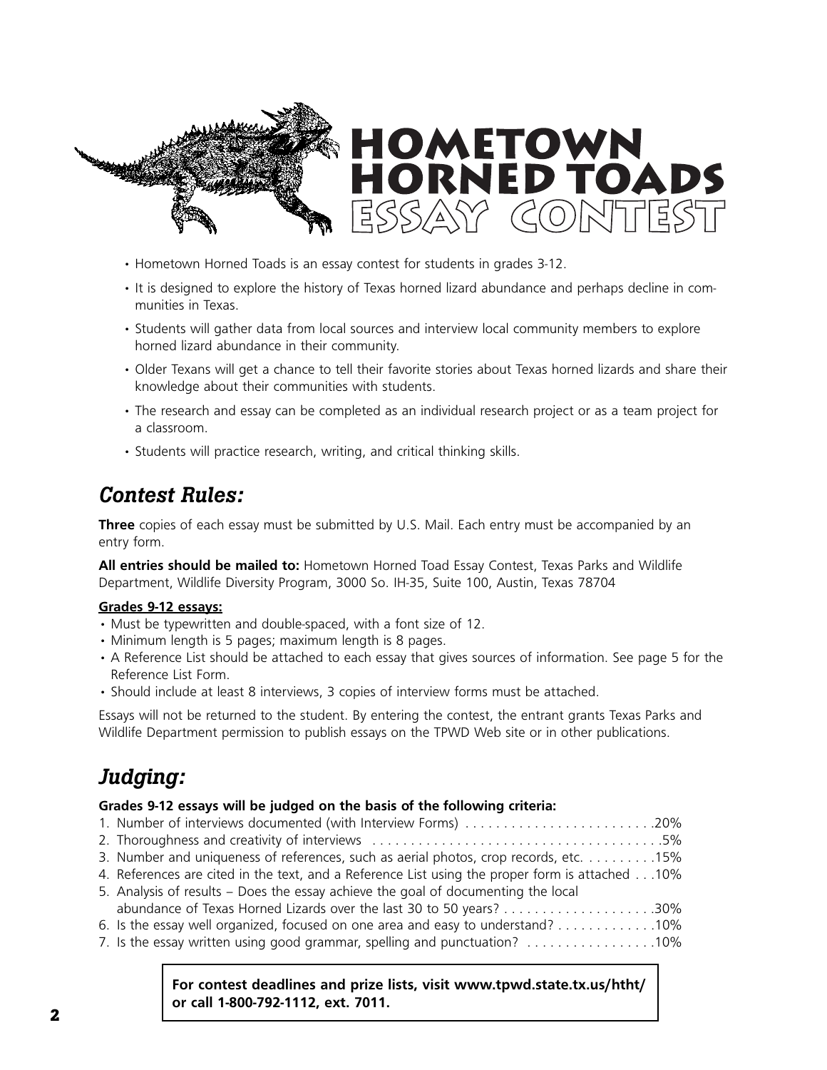# HOMETOWN HORNED TOADS ESSAY CONTEST

- Hometown Horned Toads is an essay contest for students in grades 3-12.
- It is designed to explore the history of Texas horned lizard abundance and perhaps decline in communities in Texas.
- Students will gather data from local sources and interview local community members to explore horned lizard abundance in their community.
- Older Texans will get a chance to tell their favorite stories about Texas horned lizards and share their knowledge about their communities with students.
- The research and essay can be completed as an individual research project or as a team project for a classroom.
- Students will practice research, writing, and critical thinking skills.

## *Contest Rules:*

**Three** copies of each essay must be submitted by U.S. Mail. Each entry must be accompanied by an entry form.

**All entries should be mailed to:** Hometown Horned Toad Essay Contest, Texas Parks and Wildlife Department, Wildlife Diversity Program, 3000 So. IH-35, Suite 100, Austin, Texas 78704

**Grades 9-12 essays:**

- Must be typewritten and double-spaced, with a font size of 12.
- Minimum length is 5 pages; maximum length is 8 pages.
- A Reference List should be attached to each essay that gives sources of information. See page 5 for the Reference List Form.
- Should include at least 8 interviews, 3 copies of interview forms must be attached.

Essays will not be returned to the student. By entering the contest, the entrant grants Texas Parks and Wildlife Department permission to publish essays on the TPWD Web site or in other publications.

## *Judging:*

**Grades 9-12 essays will be judged on the basis of the following criteria:**

1. Number of interviews documented (with Interview Forms) .......................20%
2. Thoroughness and creativity of interviews .......................5%
3. Number and uniqueness of references, such as aerial photos, crop records, etc. .........15%
4. References are cited in the text, and a Reference List using the proper form is attached . . .10%
5. Analysis of results – Does the essay achieve the goal of documenting the local abundance of Texas Horned Lizards over the last 30 to 50 years? .....................30%
6. Is the essay well organized, focused on one area and easy to understand? .............10%
7. Is the essay written using good grammar, spelling and punctuation? .................10%

**For contest deadlines and prize lists, visit www.tpwd.state.tx.us/htht/ or call 1-800-792-1112, ext. 7011.**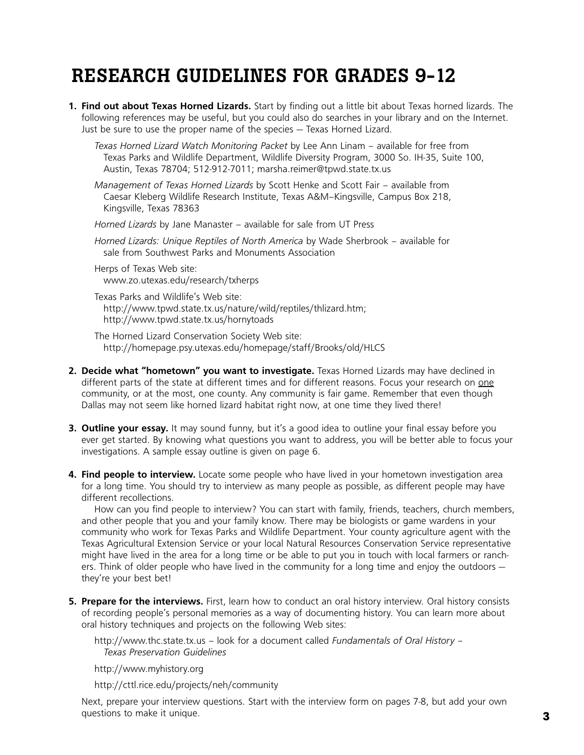# RESEARCH GUIDELINES FOR GRADES 9-12

1. **Find out about Texas Horned Lizards.** Start by finding out a little bit about Texas horned lizards. The following references may be useful, but you could also do searches in your library and on the Internet. Just be sure to use the proper name of the species — Texas Horned Lizard.

   *Texas Horned Lizard Watch Monitoring Packet* by Lee Ann Linam – available for free from Texas Parks and Wildlife Department, Wildlife Diversity Program, 3000 So. IH-35, Suite 100, Austin, Texas 78704; 512-912-7011; marsha.reimer@tpwd.state.tx.us

   *Management of Texas Horned Lizards* by Scott Henke and Scott Fair – available from Caesar Kleberg Wildlife Research Institute, Texas A&M–Kingsville, Campus Box 218, Kingsville, Texas 78363

   *Horned Lizards* by Jane Manaster – available for sale from UT Press

   *Horned Lizards: Unique Reptiles of North America* by Wade Sherbrook – available for sale from Southwest Parks and Monuments Association

   Herps of Texas Web site:
   www.zo.utexas.edu/research/txherps

   Texas Parks and Wildlife's Web site:
   http://www.tpwd.state.tx.us/nature/wild/reptiles/thlizard.htm;
   http://www.tpwd.state.tx.us/hornytoads

   The Horned Lizard Conservation Society Web site:
   http://homepage.psy.utexas.edu/homepage/staff/Brooks/old/HLCS

2. **Decide what "hometown" you want to investigate.** Texas Horned Lizards may have declined in different parts of the state at different times and for different reasons. Focus your research on one community, or at the most, one county. Any community is fair game. Remember that even though Dallas may not seem like horned lizard habitat right now, at one time they lived there!

3. **Outline your essay.** It may sound funny, but it's a good idea to outline your final essay before you ever get started. By knowing what questions you want to address, you will be better able to focus your investigations. A sample essay outline is given on page 6.

4. **Find people to interview.** Locate some people who have lived in your hometown investigation area for a long time. You should try to interview as many people as possible, as different people may have different recollections.

   How can you find people to interview? You can start with family, friends, teachers, church members, and other people that you and your family know. There may be biologists or game wardens in your community who work for Texas Parks and Wildlife Department. Your county agriculture agent with the Texas Agricultural Extension Service or your local Natural Resources Conservation Service representative might have lived in the area for a long time or be able to put you in touch with local farmers or ranchers. Think of older people who have lived in the community for a long time and enjoy the outdoors — they're your best bet!

5. **Prepare for the interviews.** First, learn how to conduct an oral history interview. Oral history consists of recording people's personal memories as a way of documenting history. You can learn more about oral history techniques and projects on the following Web sites:

   http://www.thc.state.tx.us – look for a document called *Fundamentals of Oral History – Texas Preservation Guidelines*

   http://www.myhistory.org

   http://cttl.rice.edu/projects/neh/community

   Next, prepare your interview questions. Start with the interview form on pages 7-8, but add your own questions to make it unique.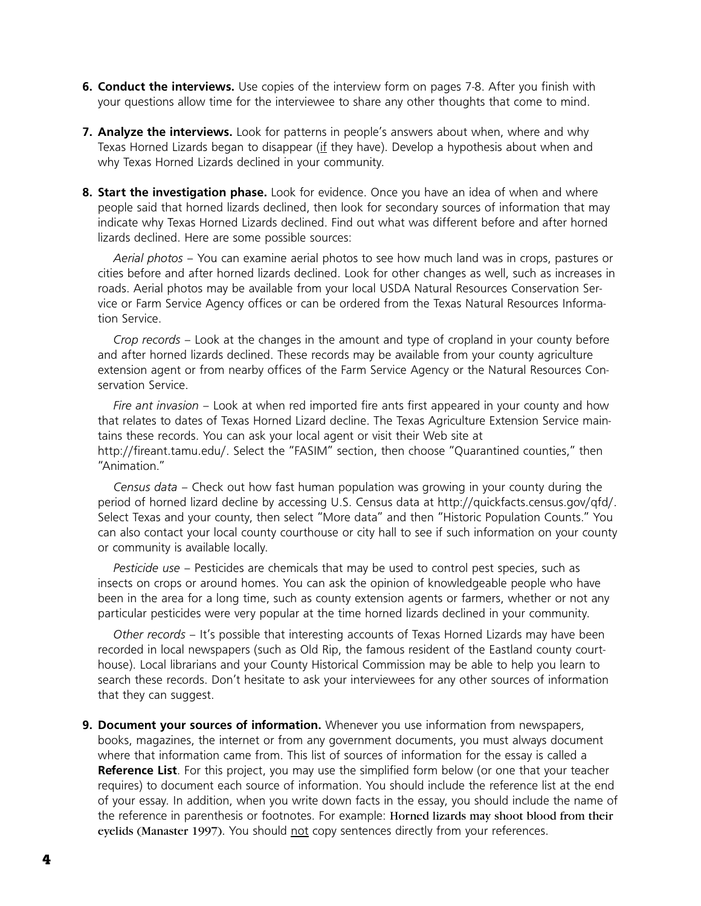6. **Conduct the interviews.** Use copies of the interview form on pages 7-8. After you finish with your questions allow time for the interviewee to share any other thoughts that come to mind.

7. **Analyze the interviews.** Look for patterns in people's answers about when, where and why Texas Horned Lizards began to disappear (<u>if</u> they have). Develop a hypothesis about when and why Texas Horned Lizards declined in your community.

8. **Start the investigation phase.** Look for evidence. Once you have an idea of when and where people said that horned lizards declined, then look for secondary sources of information that may indicate why Texas Horned Lizards declined. Find out what was different before and after horned lizards declined. Here are some possible sources:

   *Aerial photos* – You can examine aerial photos to see how much land was in crops, pastures or cities before and after horned lizards declined. Look for other changes as well, such as increases in roads. Aerial photos may be available from your local USDA Natural Resources Conservation Service or Farm Service Agency offices or can be ordered from the Texas Natural Resources Information Service.

   *Crop records* – Look at the changes in the amount and type of cropland in your county before and after horned lizards declined. These records may be available from your county agriculture extension agent or from nearby offices of the Farm Service Agency or the Natural Resources Conservation Service.

   *Fire ant invasion* – Look at when red imported fire ants first appeared in your county and how that relates to dates of Texas Horned Lizard decline. The Texas Agriculture Extension Service maintains these records. You can ask your local agent or visit their Web site at http://fireant.tamu.edu/. Select the "FASIM" section, then choose "Quarantined counties," then "Animation."

   *Census data* – Check out how fast human population was growing in your county during the period of horned lizard decline by accessing U.S. Census data at http://quickfacts.census.gov/qfd/. Select Texas and your county, then select "More data" and then "Historic Population Counts." You can also contact your local county courthouse or city hall to see if such information on your county or community is available locally.

   *Pesticide use* – Pesticides are chemicals that may be used to control pest species, such as insects on crops or around homes. You can ask the opinion of knowledgeable people who have been in the area for a long time, such as county extension agents or farmers, whether or not any particular pesticides were very popular at the time horned lizards declined in your community.

   *Other records* – It's possible that interesting accounts of Texas Horned Lizards may have been recorded in local newspapers (such as Old Rip, the famous resident of the Eastland county courthouse). Local librarians and your County Historical Commission may be able to help you learn to search these records. Don't hesitate to ask your interviewees for any other sources of information that they can suggest.

9. **Document your sources of information.** Whenever you use information from newspapers, books, magazines, the internet or from any government documents, you must always document where that information came from. This list of sources of information for the essay is called a **Reference List**. For this project, you may use the simplified form below (or one that your teacher requires) to document each source of information. You should include the reference list at the end of your essay. In addition, when you write down facts in the essay, you should include the name of the reference in parenthesis or footnotes. For example: **Horned lizards may shoot blood from their eyelids (Manaster 1997)**. You should <u>not</u> copy sentences directly from your references.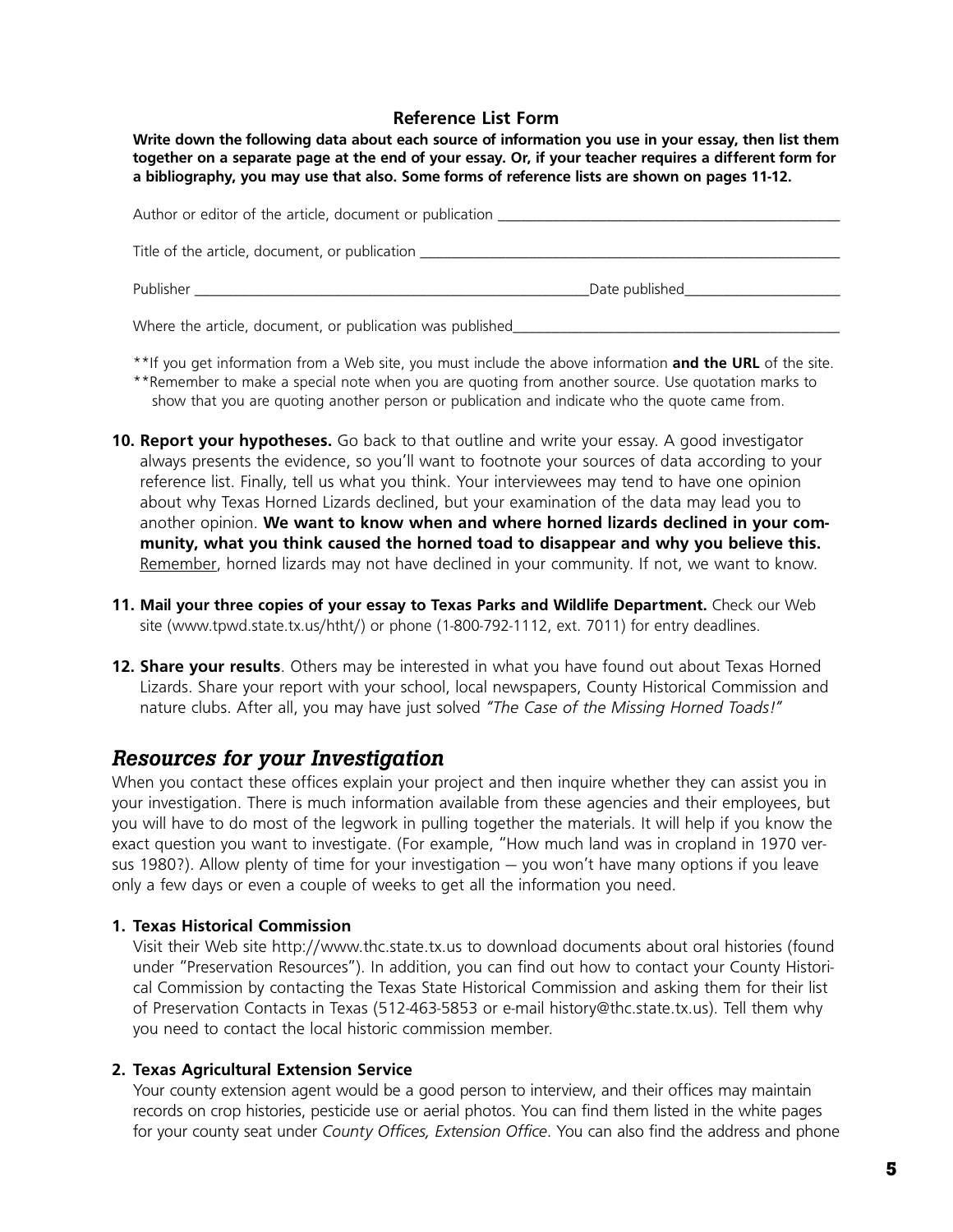### Reference List Form

**Write down the following data about each source of information you use in your essay, then list them together on a separate page at the end of your essay. Or, if your teacher requires a different form for a bibliography, you may use that also. Some forms of reference lists are shown on pages 11-12.**

Author or editor of the article, document or publication _______________________________________________

Title of the article, document, or publication ___________________________________________________________

Publisher ________________________________________________________Date published______________________

Where the article, document, or publication was published______________________________________________

**If you get information from a Web site, you must include the above information **and the URL** of the site.

**Remember to make a special note when you are quoting from another source. Use quotation marks to show that you are quoting another person or publication and indicate who the quote came from.

10. **Report your hypotheses.** Go back to that outline and write your essay. A good investigator always presents the evidence, so you'll want to footnote your sources of data according to your reference list. Finally, tell us what you think. Your interviewees may tend to have one opinion about why Texas Horned Lizards declined, but your examination of the data may lead you to another opinion. **We want to know when and where horned lizards declined in your community, what you think caused the horned toad to disappear and why you believe this.** <u>Remember</u>, horned lizards may not have declined in your community. If not, we want to know.

11. **Mail your three copies of your essay to Texas Parks and Wildlife Department.** Check our Web site (www.tpwd.state.tx.us/htht/) or phone (1-800-792-1112, ext. 7011) for entry deadlines.

12. **Share your results**. Others may be interested in what you have found out about Texas Horned Lizards. Share your report with your school, local newspapers, County Historical Commission and nature clubs. After all, you may have just solved *"The Case of the Missing Horned Toads!"*

## *Resources for your Investigation*

When you contact these offices explain your project and then inquire whether they can assist you in your investigation. There is much information available from these agencies and their employees, but you will have to do most of the legwork in pulling together the materials. It will help if you know the exact question you want to investigate. (For example, "How much land was in cropland in 1970 versus 1980?). Allow plenty of time for your investigation – you won't have many options if you leave only a few days or even a couple of weeks to get all the information you need.

1. **Texas Historical Commission**
   Visit their Web site http://www.thc.state.tx.us to download documents about oral histories (found under "Preservation Resources"). In addition, you can find out how to contact your County Historical Commission by contacting the Texas State Historical Commission and asking them for their list of Preservation Contacts in Texas (512-463-5853 or e-mail history@thc.state.tx.us). Tell them why you need to contact the local historic commission member.

2. **Texas Agricultural Extension Service**
   Your county extension agent would be a good person to interview, and their offices may maintain records on crop histories, pesticide use or aerial photos. You can find them listed in the white pages for your county seat under *County Offices, Extension Office*. You can also find the address and phone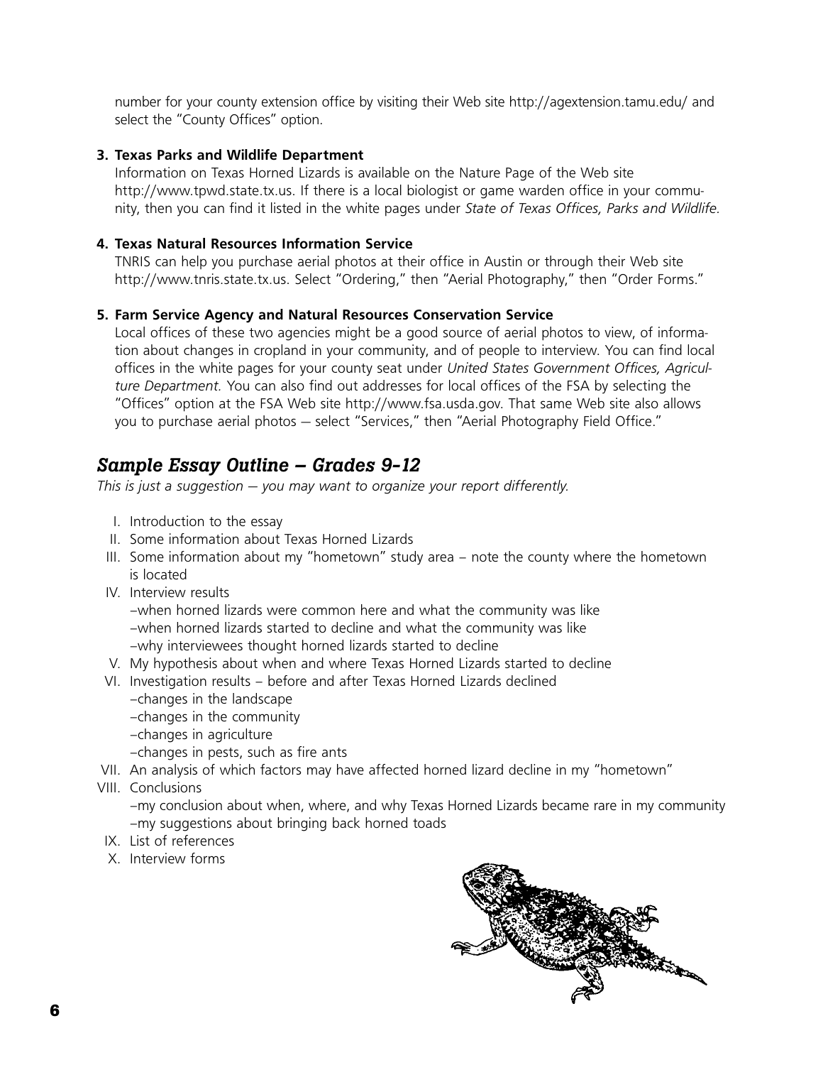number for your county extension office by visiting their Web site http://agextension.tamu.edu/ and select the "County Offices" option.

**3. Texas Parks and Wildlife Department**

Information on Texas Horned Lizards is available on the Nature Page of the Web site http://www.tpwd.state.tx.us. If there is a local biologist or game warden office in your community, then you can find it listed in the white pages under *State of Texas Offices, Parks and Wildlife*.

**4. Texas Natural Resources Information Service**

TNRIS can help you purchase aerial photos at their office in Austin or through their Web site http://www.tnris.state.tx.us. Select "Ordering," then "Aerial Photography," then "Order Forms."

**5. Farm Service Agency and Natural Resources Conservation Service**

Local offices of these two agencies might be a good source of aerial photos to view, of information about changes in cropland in your community, and of people to interview. You can find local offices in the white pages for your county seat under *United States Government Offices, Agriculture Department.* You can also find out addresses for local offices of the FSA by selecting the "Offices" option at the FSA Web site http://www.fsa.usda.gov. That same Web site also allows you to purchase aerial photos – select "Services," then "Aerial Photography Field Office."

## *Sample Essay Outline – Grades 9-12*

*This is just a suggestion – you may want to organize your report differently.*

I. Introduction to the essay
II. Some information about Texas Horned Lizards
III. Some information about my "hometown" study area – note the county where the hometown is located
IV. Interview results
 –when horned lizards were common here and what the community was like
 –when horned lizards started to decline and what the community was like
 –why interviewees thought horned lizards started to decline
V. My hypothesis about when and where Texas Horned Lizards started to decline
VI. Investigation results – before and after Texas Horned Lizards declined
 –changes in the landscape
 –changes in the community
 –changes in agriculture
 –changes in pests, such as fire ants
VII. An analysis of which factors may have affected horned lizard decline in my "hometown"
VIII. Conclusions
 –my conclusion about when, where, and why Texas Horned Lizards became rare in my community
 –my suggestions about bringing back horned toads
IX. List of references
X. Interview forms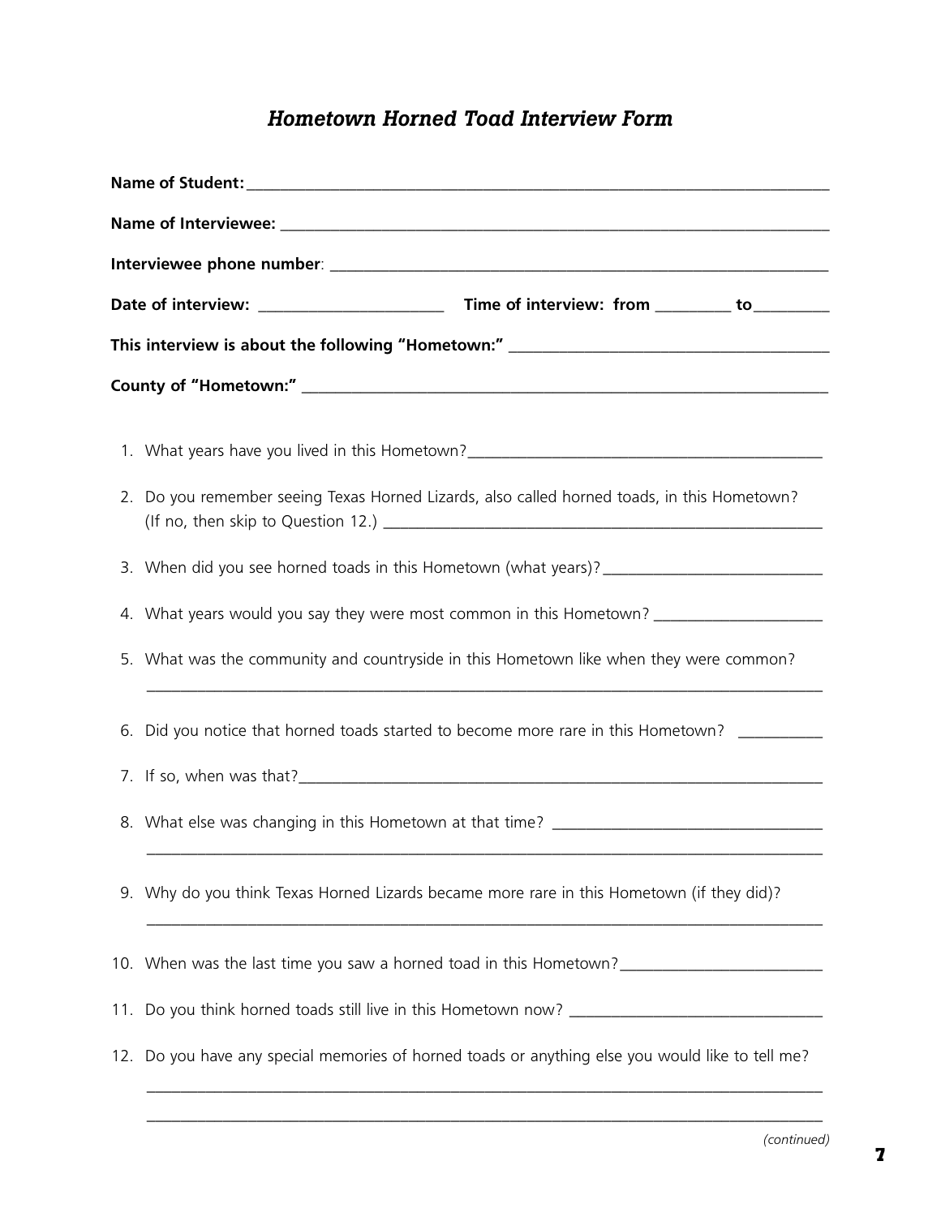# *Hometown Horned Toad Interview Form*

**Name of Student:** ___________________________________________________________________________

**Name of Interviewee:** ________________________________________________________________________

**Interviewee phone number**: ___________________________________________________________________

**Date of interview:** ______________________ **Time of interview: from** _________ **to**_________

**This interview is about the following "Hometown:"** _____________________________________

**County of "Hometown:"** ______________________________________________________________

1. What years have you lived in this Hometown?_____________________________________________

2. Do you remember seeing Texas Horned Lizards, also called horned toads, in this Hometown? (If no, then skip to Question 12.) ________________________________________________________

3. When did you see horned toads in this Hometown (what years)?___________________________

4. What years would you say they were most common in this Hometown? ____________________

5. What was the community and countryside in this Hometown like when they were common?
   _____________________________________________________________________________________

6. Did you notice that horned toads started to become more rare in this Hometown? __________

7. If so, when was that?_________________________________________________________________

8. What else was changing in this Hometown at that time? _________________________________
   _____________________________________________________________________________________

9. Why do you think Texas Horned Lizards became more rare in this Hometown (if they did)?
   _____________________________________________________________________________________

10. When was the last time you saw a horned toad in this Hometown?_________________________

11. Do you think horned toads still live in this Hometown now? ______________________________

12. Do you have any special memories of horned toads or anything else you would like to tell me?
    _____________________________________________________________________________________
    _____________________________________________________________________________________

*(continued)*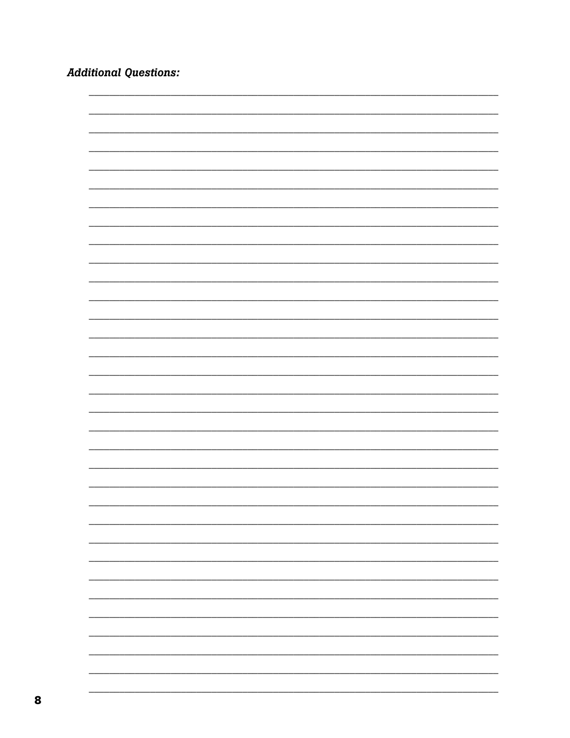***Additional Questions:***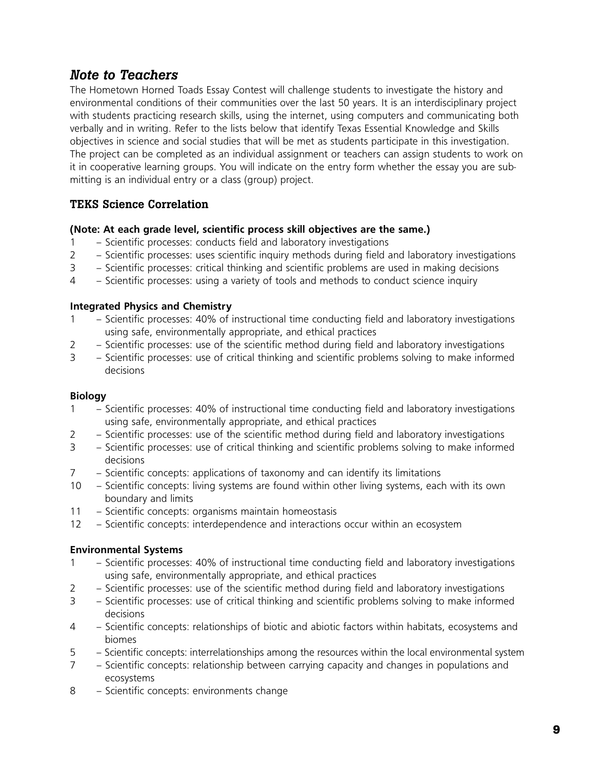## *Note to Teachers*

The Hometown Horned Toads Essay Contest will challenge students to investigate the history and environmental conditions of their communities over the last 50 years. It is an interdisciplinary project with students practicing research skills, using the internet, using computers and communicating both verbally and in writing. Refer to the lists below that identify Texas Essential Knowledge and Skills objectives in science and social studies that will be met as students participate in this investigation. The project can be completed as an individual assignment or teachers can assign students to work on it in cooperative learning groups. You will indicate on the entry form whether the essay you are submitting is an individual entry or a class (group) project.

### TEKS Science Correlation

**(Note: At each grade level, scientific process skill objectives are the same.)**

1 – Scientific processes: conducts field and laboratory investigations
2 – Scientific processes: uses scientific inquiry methods during field and laboratory investigations
3 – Scientific processes: critical thinking and scientific problems are used in making decisions
4 – Scientific processes: using a variety of tools and methods to conduct science inquiry

**Integrated Physics and Chemistry**

1 – Scientific processes: 40% of instructional time conducting field and laboratory investigations using safe, environmentally appropriate, and ethical practices
2 – Scientific processes: use of the scientific method during field and laboratory investigations
3 – Scientific processes: use of critical thinking and scientific problems solving to make informed decisions

**Biology**

1 – Scientific processes: 40% of instructional time conducting field and laboratory investigations using safe, environmentally appropriate, and ethical practices
2 – Scientific processes: use of the scientific method during field and laboratory investigations
3 – Scientific processes: use of critical thinking and scientific problems solving to make informed decisions
7 – Scientific concepts: applications of taxonomy and can identify its limitations
10 – Scientific concepts: living systems are found within other living systems, each with its own boundary and limits
11 – Scientific concepts: organisms maintain homeostasis
12 – Scientific concepts: interdependence and interactions occur within an ecosystem

**Environmental Systems**

1 – Scientific processes: 40% of instructional time conducting field and laboratory investigations using safe, environmentally appropriate, and ethical practices
2 – Scientific processes: use of the scientific method during field and laboratory investigations
3 – Scientific processes: use of critical thinking and scientific problems solving to make informed decisions
4 – Scientific concepts: relationships of biotic and abiotic factors within habitats, ecosystems and biomes
5 – Scientific concepts: interrelationships among the resources within the local environmental system
7 – Scientific concepts: relationship between carrying capacity and changes in populations and ecosystems
8 – Scientific concepts: environments change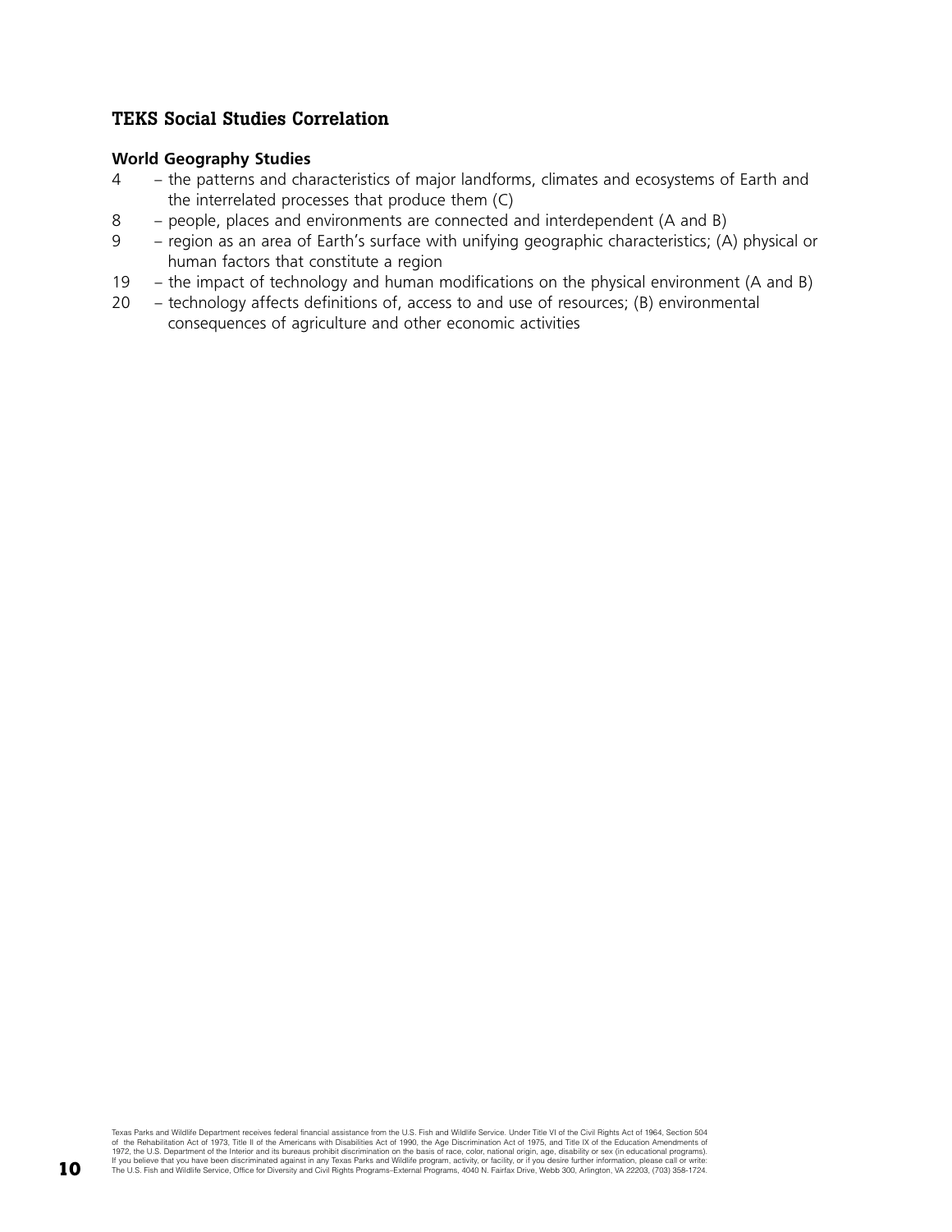## TEKS Social Studies Correlation

**World Geography Studies**

4 – the patterns and characteristics of major landforms, climates and ecosystems of Earth and the interrelated processes that produce them (C)

8 – people, places and environments are connected and interdependent (A and B)

9 – region as an area of Earth's surface with unifying geographic characteristics; (A) physical or human factors that constitute a region

19 – the impact of technology and human modifications on the physical environment (A and B)

20 – technology affects definitions of, access to and use of resources; (B) environmental consequences of agriculture and other economic activities

Texas Parks and Wildlife Department receives federal financial assistance from the U.S. Fish and Wildlife Service. Under Title VI of the Civil Rights Act of 1964, Section 504 of the Rehabilitation Act of 1973, Title II of the Americans with Disabilities Act of 1990, the Age Discrimination Act of 1975, and Title IX of the Education Amendments of 1972, the U.S. Department of the Interior and its bureaus prohibit discrimination on the basis of race, color, national origin, age, disability or sex (in educational programs). If you believe that you have been discriminated against in any Texas Parks and Wildlife program, activity, or facility, or if you desire further information, please call or write: The U.S. Fish and Wildlife Service, Office for Diversity and Civil Rights Programs–External Programs, 4040 N. Fairfax Drive, Webb 300, Arlington, VA 22203, (703) 358-1724.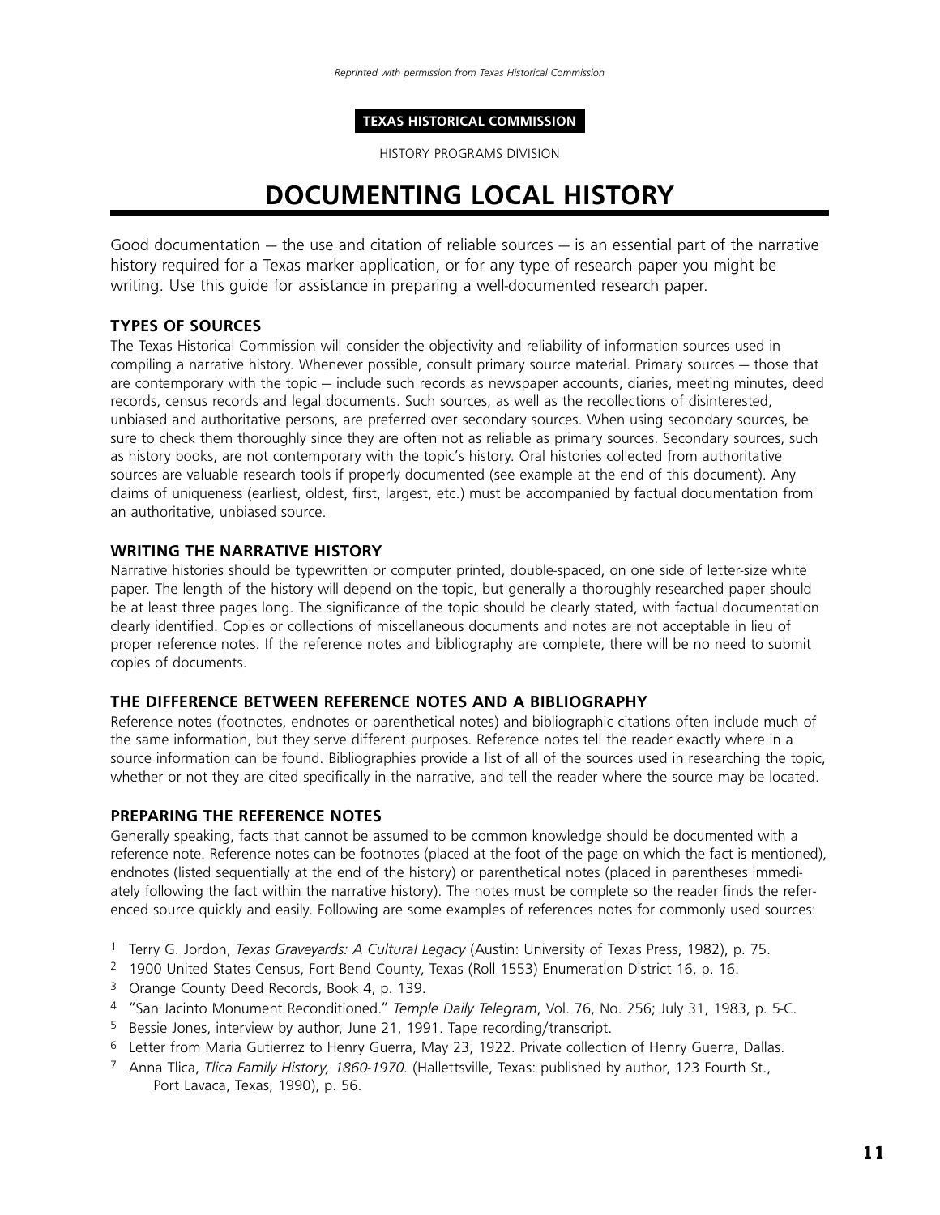*Reprinted with permission from Texas Historical Commission*

**TEXAS HISTORICAL COMMISSION**

HISTORY PROGRAMS DIVISION

# DOCUMENTING LOCAL HISTORY

Good documentation — the use and citation of reliable sources — is an essential part of the narrative history required for a Texas marker application, or for any type of research paper you might be writing. Use this guide for assistance in preparing a well-documented research paper.

### TYPES OF SOURCES

The Texas Historical Commission will consider the objectivity and reliability of information sources used in compiling a narrative history. Whenever possible, consult primary source material. Primary sources — those that are contemporary with the topic — include such records as newspaper accounts, diaries, meeting minutes, deed records, census records and legal documents. Such sources, as well as the recollections of disinterested, unbiased and authoritative persons, are preferred over secondary sources. When using secondary sources, be sure to check them thoroughly since they are often not as reliable as primary sources. Secondary sources, such as history books, are not contemporary with the topic's history. Oral histories collected from authoritative sources are valuable research tools if properly documented (see example at the end of this document). Any claims of uniqueness (earliest, oldest, first, largest, etc.) must be accompanied by factual documentation from an authoritative, unbiased source.

### WRITING THE NARRATIVE HISTORY

Narrative histories should be typewritten or computer printed, double-spaced, on one side of letter-size white paper. The length of the history will depend on the topic, but generally a thoroughly researched paper should be at least three pages long. The significance of the topic should be clearly stated, with factual documentation clearly identified. Copies or collections of miscellaneous documents and notes are not acceptable in lieu of proper reference notes. If the reference notes and bibliography are complete, there will be no need to submit copies of documents.

### THE DIFFERENCE BETWEEN REFERENCE NOTES AND A BIBLIOGRAPHY

Reference notes (footnotes, endnotes or parenthetical notes) and bibliographic citations often include much of the same information, but they serve different purposes. Reference notes tell the reader exactly where in a source information can be found. Bibliographies provide a list of all of the sources used in researching the topic, whether or not they are cited specifically in the narrative, and tell the reader where the source may be located.

### PREPARING THE REFERENCE NOTES

Generally speaking, facts that cannot be assumed to be common knowledge should be documented with a reference note. Reference notes can be footnotes (placed at the foot of the page on which the fact is mentioned), endnotes (listed sequentially at the end of the history) or parenthetical notes (placed in parentheses immediately following the fact within the narrative history). The notes must be complete so the reader finds the referenced source quickly and easily. Following are some examples of references notes for commonly used sources:

[1] Terry G. Jordon, *Texas Graveyards: A Cultural Legacy* (Austin: University of Texas Press, 1982), p. 75.

[2] 1900 United States Census, Fort Bend County, Texas (Roll 1553) Enumeration District 16, p. 16.

[3] Orange County Deed Records, Book 4, p. 139.

[4] "San Jacinto Monument Reconditioned." *Temple Daily Telegram*, Vol. 76, No. 256; July 31, 1983, p. 5-C.

[5] Bessie Jones, interview by author, June 21, 1991. Tape recording/transcript.

[6] Letter from Maria Gutierrez to Henry Guerra, May 23, 1922. Private collection of Henry Guerra, Dallas.

[7] Anna Tlica, *Tlica Family History, 1860-1970.* (Hallettsville, Texas: published by author, 123 Fourth St., Port Lavaca, Texas, 1990), p. 56.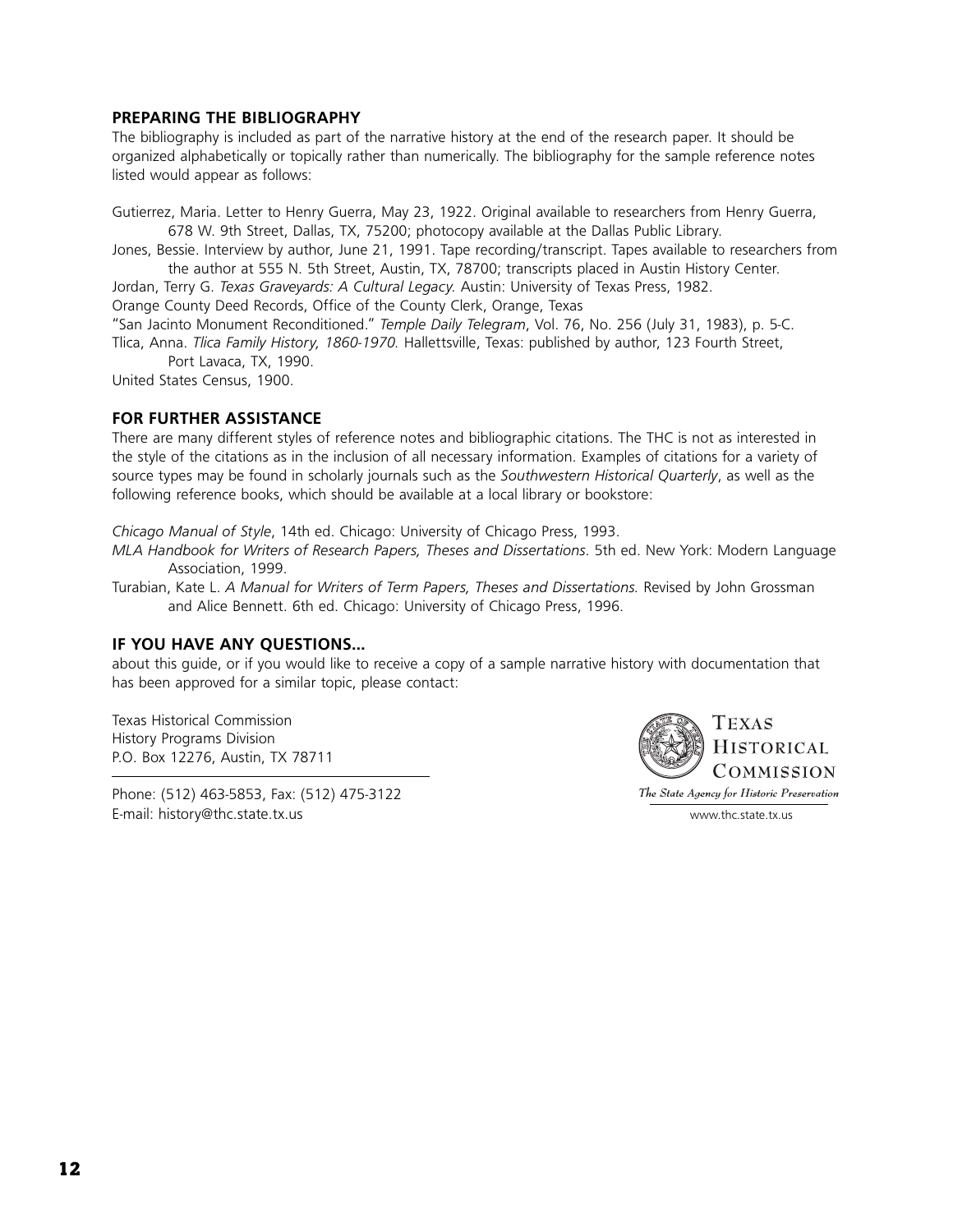## PREPARING THE BIBLIOGRAPHY

The bibliography is included as part of the narrative history at the end of the research paper. It should be organized alphabetically or topically rather than numerically. The bibliography for the sample reference notes listed would appear as follows:

Gutierrez, Maria. Letter to Henry Guerra, May 23, 1922. Original available to researchers from Henry Guerra, 678 W. 9th Street, Dallas, TX, 75200; photocopy available at the Dallas Public Library.

Jones, Bessie. Interview by author, June 21, 1991. Tape recording/transcript. Tapes available to researchers from the author at 555 N. 5th Street, Austin, TX, 78700; transcripts placed in Austin History Center.

Jordan, Terry G. *Texas Graveyards: A Cultural Legacy.* Austin: University of Texas Press, 1982.

Orange County Deed Records, Office of the County Clerk, Orange, Texas

"San Jacinto Monument Reconditioned." *Temple Daily Telegram*, Vol. 76, No. 256 (July 31, 1983), p. 5-C.

Tlica, Anna. *Tlica Family History, 1860-1970.* Hallettsville, Texas: published by author, 123 Fourth Street, Port Lavaca, TX, 1990.

United States Census, 1900.

## FOR FURTHER ASSISTANCE

There are many different styles of reference notes and bibliographic citations. The THC is not as interested in the style of the citations as in the inclusion of all necessary information. Examples of citations for a variety of source types may be found in scholarly journals such as the *Southwestern Historical Quarterly*, as well as the following reference books, which should be available at a local library or bookstore:

*Chicago Manual of Style*, 14th ed. Chicago: University of Chicago Press, 1993.

*MLA Handbook for Writers of Research Papers, Theses and Dissertations*. 5th ed. New York: Modern Language Association, 1999.

Turabian, Kate L. *A Manual for Writers of Term Papers, Theses and Dissertations.* Revised by John Grossman and Alice Bennett. 6th ed. Chicago: University of Chicago Press, 1996.

## IF YOU HAVE ANY QUESTIONS...

about this guide, or if you would like to receive a copy of a sample narrative history with documentation that has been approved for a similar topic, please contact:

Texas Historical Commission
History Programs Division
P.O. Box 12276, Austin, TX 78711

Phone: (512) 463-5853, Fax: (512) 475-3122
E-mail: history@thc.state.tx.us

TEXAS HISTORICAL COMMISSION
*The State Agency for Historic Preservation*
www.thc.state.tx.us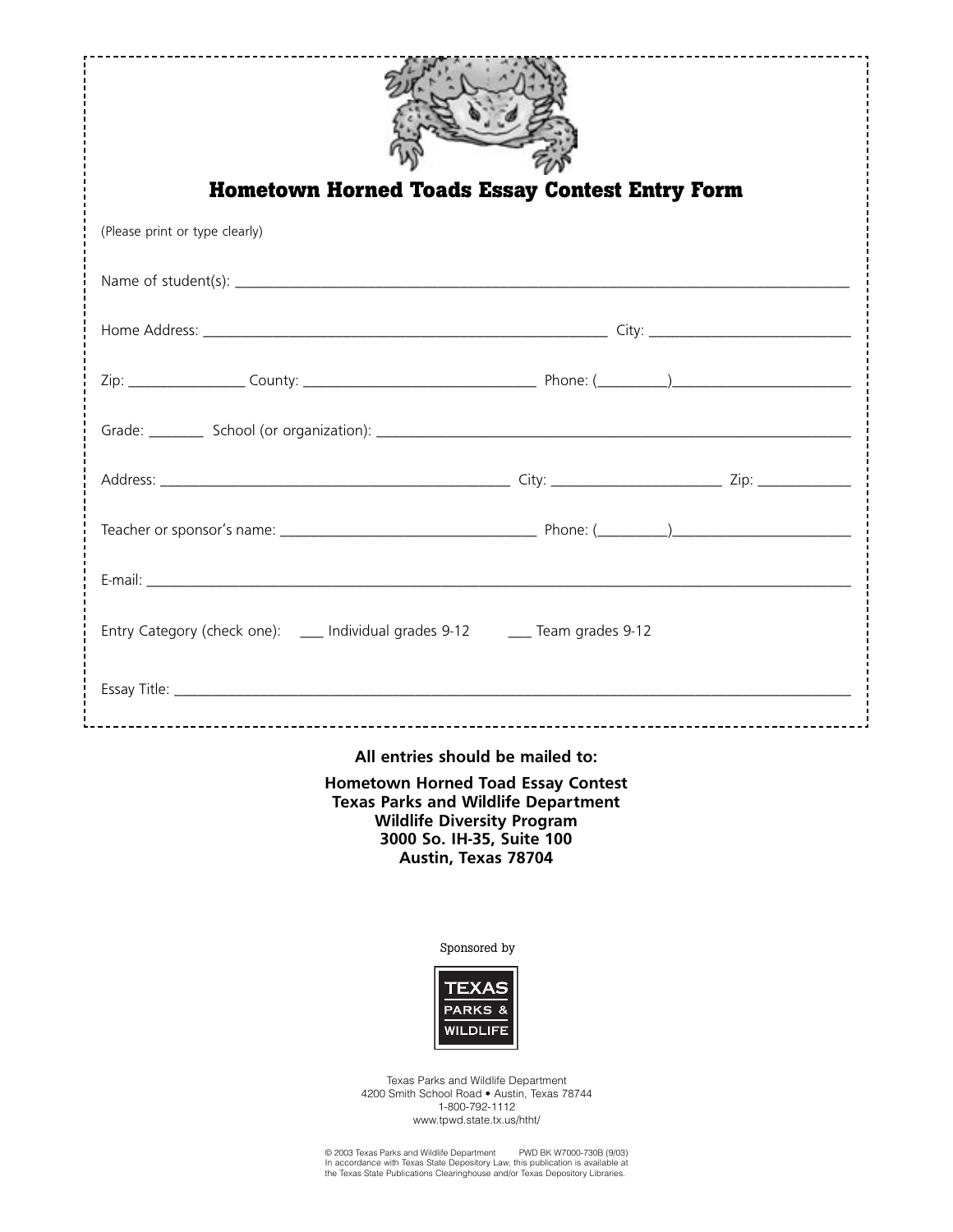## Hometown Horned Toads Essay Contest Entry Form

(Please print or type clearly)

Name of student(s): ______________________________________________

Home Address: ______________________________ City: ____________________

Zip: __________ County: ____________________ Phone: (______)______________

Grade: ______ School (or organization): ______________________________

Address: ____________________________ City: ______________ Zip: ________

Teacher or sponsor's name: ____________________ Phone: (______)______________

E-mail: ______________________________________________

Entry Category (check one): ___ Individual grades 9-12 ___ Team grades 9-12

Essay Title: ______________________________________________

**All entries should be mailed to:**

**Hometown Horned Toad Essay Contest**
**Texas Parks and Wildlife Department**
**Wildlife Diversity Program**
**3000 So. IH-35, Suite 100**
**Austin, Texas 78704**

Sponsored by

TEXAS PARKS & WILDLIFE

Texas Parks and Wildlife Department
4200 Smith School Road • Austin, Texas 78744
1-800-792-1112
www.tpwd.state.tx.us/htht/

© 2003 Texas Parks and Wildlife Department PWD BK W7000-730B (9/03)
In accordance with Texas State Depository Law, this publication is available at the Texas State Publications Clearinghouse and/or Texas Depository Libraries.